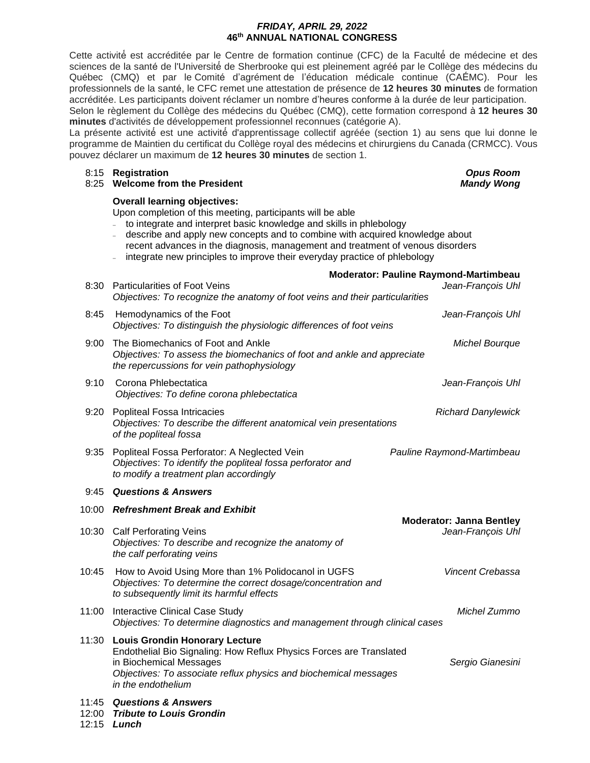***FRIDAY, APRIL 29, 2022***
**46th ANNUAL NATIONAL CONGRESS**

Cette activité est accréditée par le Centre de formation continue (CFC) de la Faculté de médecine et des sciences de la santé de l'Université de Sherbrooke qui est pleinement agréé par le Collège des médecins du Québec (CMQ) et par le Comité d'agrément de l'éducation médicale continue (CAÉMC). Pour les professionnels de la santé, le CFC remet une attestation de présence de **12 heures 30 minutes** de formation accréditée. Les participants doivent réclamer un nombre d'heures conforme à la durée de leur participation.
Selon le règlement du Collège des médecins du Québec (CMQ), cette formation correspond à **12 heures 30 minutes** d'activités de développement professionnel reconnues (catégorie A).
La présente activité est une activité d'apprentissage collectif agréée (section 1) au sens que lui donne le programme de Maintien du certificat du Collège royal des médecins et chirurgiens du Canada (CRMCC). Vous pouvez déclarer un maximum de **12 heures 30 minutes** de section 1.

8:15 **Registration** — ***Opus Room***
8:25 **Welcome from the President** — ***Mandy Wong***

**Overall learning objectives:**
Upon completion of this meeting, participants will be able

- to integrate and interpret basic knowledge and skills in phlebology
- describe and apply new concepts and to combine with acquired knowledge about recent advances in the diagnosis, management and treatment of venous disorders
- integrate new principles to improve their everyday practice of phlebology

**Moderator: Pauline Raymond-Martimbeau**

8:30 Particularities of Foot Veins — *Jean-François Uhl*
*Objectives: To recognize the anatomy of foot veins and their particularities*

8:45 Hemodynamics of the Foot — *Jean-François Uhl*
*Objectives: To distinguish the physiologic differences of foot veins*

9:00 The Biomechanics of Foot and Ankle — *Michel Bourque*
*Objectives: To assess the biomechanics of foot and ankle and appreciate the repercussions for vein pathophysiology*

9:10 Corona Phlebectatica — *Jean-François Uhl*
*Objectives: To define corona phlebectatica*

9:20 Popliteal Fossa Intricacies — *Richard Danylewick*
*Objectives: To describe the different anatomical vein presentations of the popliteal fossa*

9:35 Popliteal Fossa Perforator: A Neglected Vein — *Pauline Raymond-Martimbeau*
*Objectives: To identify the popliteal fossa perforator and to modify a treatment plan accordingly*

9:45 ***Questions & Answers***

10:00 ***Refreshment Break and Exhibit***

**Moderator: Janna Bentley**

10:30 Calf Perforating Veins — *Jean-François Uhl*
*Objectives: To describe and recognize the anatomy of the calf perforating veins*

10:45 How to Avoid Using More than 1% Polidocanol in UGFS — *Vincent Crebassa*
*Objectives: To determine the correct dosage/concentration and to subsequently limit its harmful effects*

11:00 Interactive Clinical Case Study — *Michel Zummo*
*Objectives: To determine diagnostics and management through clinical cases*

11:30 **Louis Grondin Honorary Lecture**
Endothelial Bio Signaling: How Reflux Physics Forces are Translated in Biochemical Messages — *Sergio Gianesini*
*Objectives: To associate reflux physics and biochemical messages in the endothelium*

11:45 ***Questions & Answers***
12:00 ***Tribute to Louis Grondin***
12:15 ***Lunch***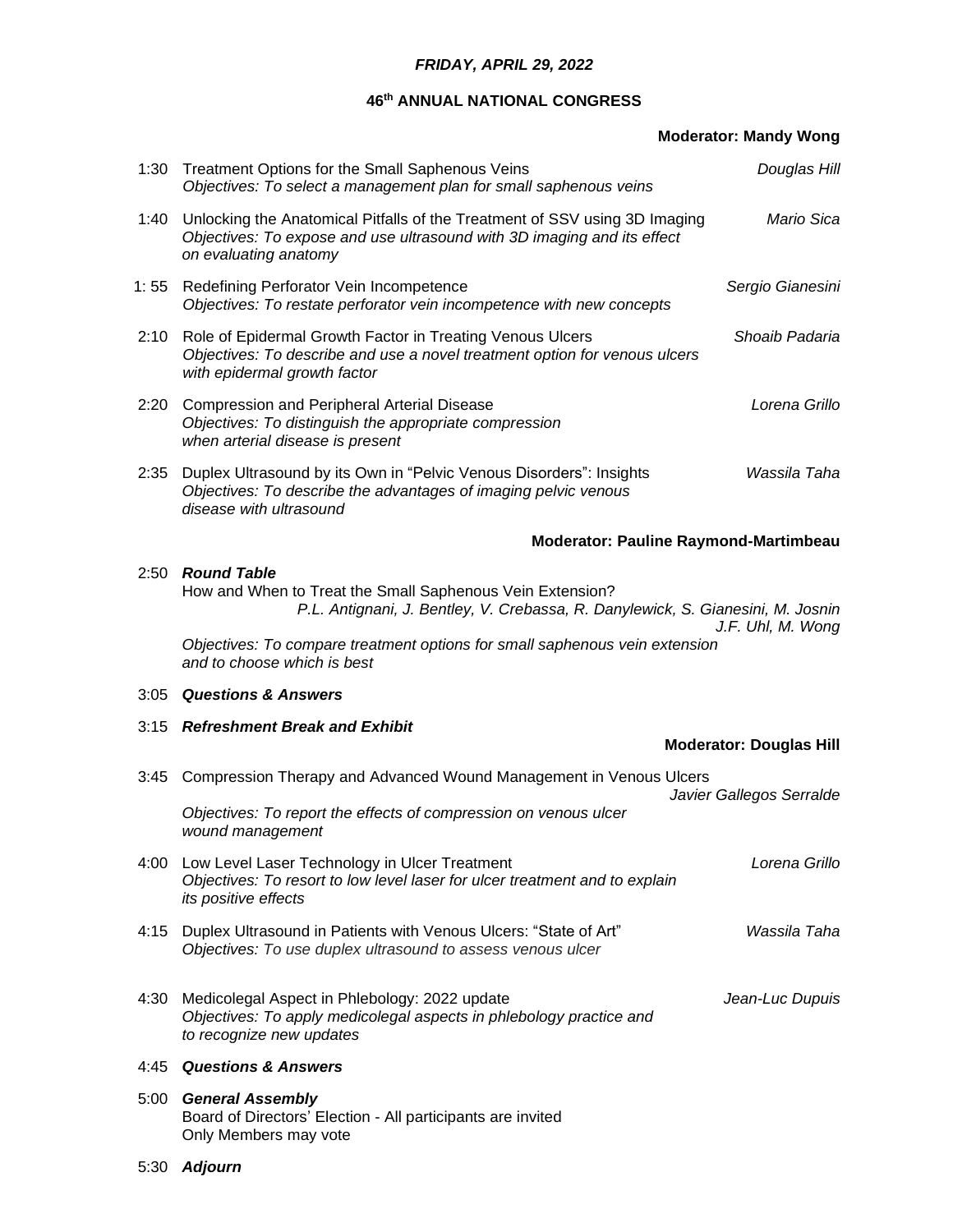***FRIDAY, APRIL 29, 2022***

**46th ANNUAL NATIONAL CONGRESS**

**Moderator: Mandy Wong**

1:30 Treatment Options for the Small Saphenous Veins — *Douglas Hill*
*Objectives: To select a management plan for small saphenous veins*

1:40 Unlocking the Anatomical Pitfalls of the Treatment of SSV using 3D Imaging — *Mario Sica*
*Objectives: To expose and use ultrasound with 3D imaging and its effect on evaluating anatomy*

1: 55 Redefining Perforator Vein Incompetence — *Sergio Gianesini*
*Objectives: To restate perforator vein incompetence with new concepts*

2:10 Role of Epidermal Growth Factor in Treating Venous Ulcers — *Shoaib Padaria*
*Objectives: To describe and use a novel treatment option for venous ulcers with epidermal growth factor*

2:20 Compression and Peripheral Arterial Disease — *Lorena Grillo*
*Objectives: To distinguish the appropriate compression when arterial disease is present*

2:35 Duplex Ultrasound by its Own in "Pelvic Venous Disorders": Insights — *Wassila Taha*
*Objectives: To describe the advantages of imaging pelvic venous disease with ultrasound*

**Moderator: Pauline Raymond-Martimbeau**

2:50 ***Round Table***
How and When to Treat the Small Saphenous Vein Extension?
*P.L. Antignani, J. Bentley, V. Crebassa, R. Danylewick, S. Gianesini, M. Josnin J.F. Uhl, M. Wong*
*Objectives: To compare treatment options for small saphenous vein extension and to choose which is best*

3:05 ***Questions & Answers***

3:15 ***Refreshment Break and Exhibit***

**Moderator: Douglas Hill**

3:45 Compression Therapy and Advanced Wound Management in Venous Ulcers — *Javier Gallegos Serralde*
*Objectives: To report the effects of compression on venous ulcer wound management*

4:00 Low Level Laser Technology in Ulcer Treatment — *Lorena Grillo*
*Objectives: To resort to low level laser for ulcer treatment and to explain its positive effects*

4:15 Duplex Ultrasound in Patients with Venous Ulcers: "State of Art" — *Wassila Taha*
*Objectives: To use duplex ultrasound to assess venous ulcer*

4:30 Medicolegal Aspect in Phlebology: 2022 update — *Jean-Luc Dupuis*
*Objectives: To apply medicolegal aspects in phlebology practice and to recognize new updates*

4:45 ***Questions & Answers***

5:00 ***General Assembly***
Board of Directors' Election - All participants are invited
Only Members may vote

5:30 ***Adjourn***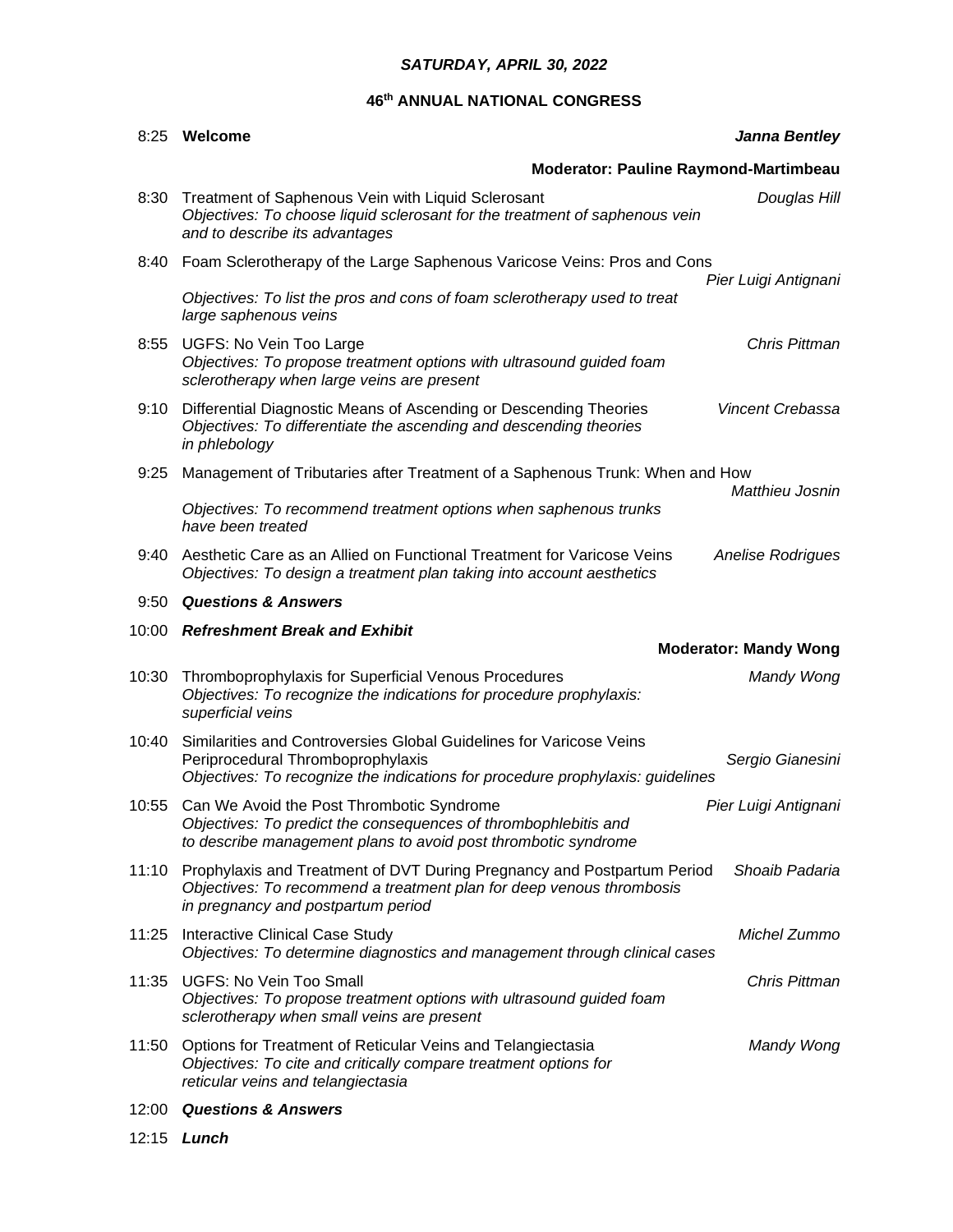## SATURDAY, APRIL 30, 2022

### 46th ANNUAL NATIONAL CONGRESS

8:25 **Welcome** — ***Janna Bentley***

**Moderator: Pauline Raymond-Martimbeau**

8:30 Treatment of Saphenous Vein with Liquid Sclerosant — *Douglas Hill*
*Objectives: To choose liquid sclerosant for the treatment of saphenous vein and to describe its advantages*

8:40 Foam Sclerotherapy of the Large Saphenous Varicose Veins: Pros and Cons — *Pier Luigi Antignani*
*Objectives: To list the pros and cons of foam sclerotherapy used to treat large saphenous veins*

8:55 UGFS: No Vein Too Large — *Chris Pittman*
*Objectives: To propose treatment options with ultrasound guided foam sclerotherapy when large veins are present*

9:10 Differential Diagnostic Means of Ascending or Descending Theories — *Vincent Crebassa*
*Objectives: To differentiate the ascending and descending theories in phlebology*

9:25 Management of Tributaries after Treatment of a Saphenous Trunk: When and How — *Matthieu Josnin*
*Objectives: To recommend treatment options when saphenous trunks have been treated*

9:40 Aesthetic Care as an Allied on Functional Treatment for Varicose Veins — *Anelise Rodrigues*
*Objectives: To design a treatment plan taking into account aesthetics*

9:50 ***Questions & Answers***

10:00 ***Refreshment Break and Exhibit***

**Moderator: Mandy Wong**

10:30 Thromboprophylaxis for Superficial Venous Procedures — *Mandy Wong*
*Objectives: To recognize the indications for procedure prophylaxis: superficial veins*

10:40 Similarities and Controversies Global Guidelines for Varicose Veins Periprocedural Thromboprophylaxis — *Sergio Gianesini*
*Objectives: To recognize the indications for procedure prophylaxis: guidelines*

10:55 Can We Avoid the Post Thrombotic Syndrome — *Pier Luigi Antignani*
*Objectives: To predict the consequences of thrombophlebitis and to describe management plans to avoid post thrombotic syndrome*

11:10 Prophylaxis and Treatment of DVT During Pregnancy and Postpartum Period — *Shoaib Padaria*
*Objectives: To recommend a treatment plan for deep venous thrombosis in pregnancy and postpartum period*

11:25 Interactive Clinical Case Study — *Michel Zummo*
*Objectives: To determine diagnostics and management through clinical cases*

11:35 UGFS: No Vein Too Small — *Chris Pittman*
*Objectives: To propose treatment options with ultrasound guided foam sclerotherapy when small veins are present*

11:50 Options for Treatment of Reticular Veins and Telangiectasia — *Mandy Wong*
*Objectives: To cite and critically compare treatment options for reticular veins and telangiectasia*

12:00 ***Questions & Answers***

12:15 ***Lunch***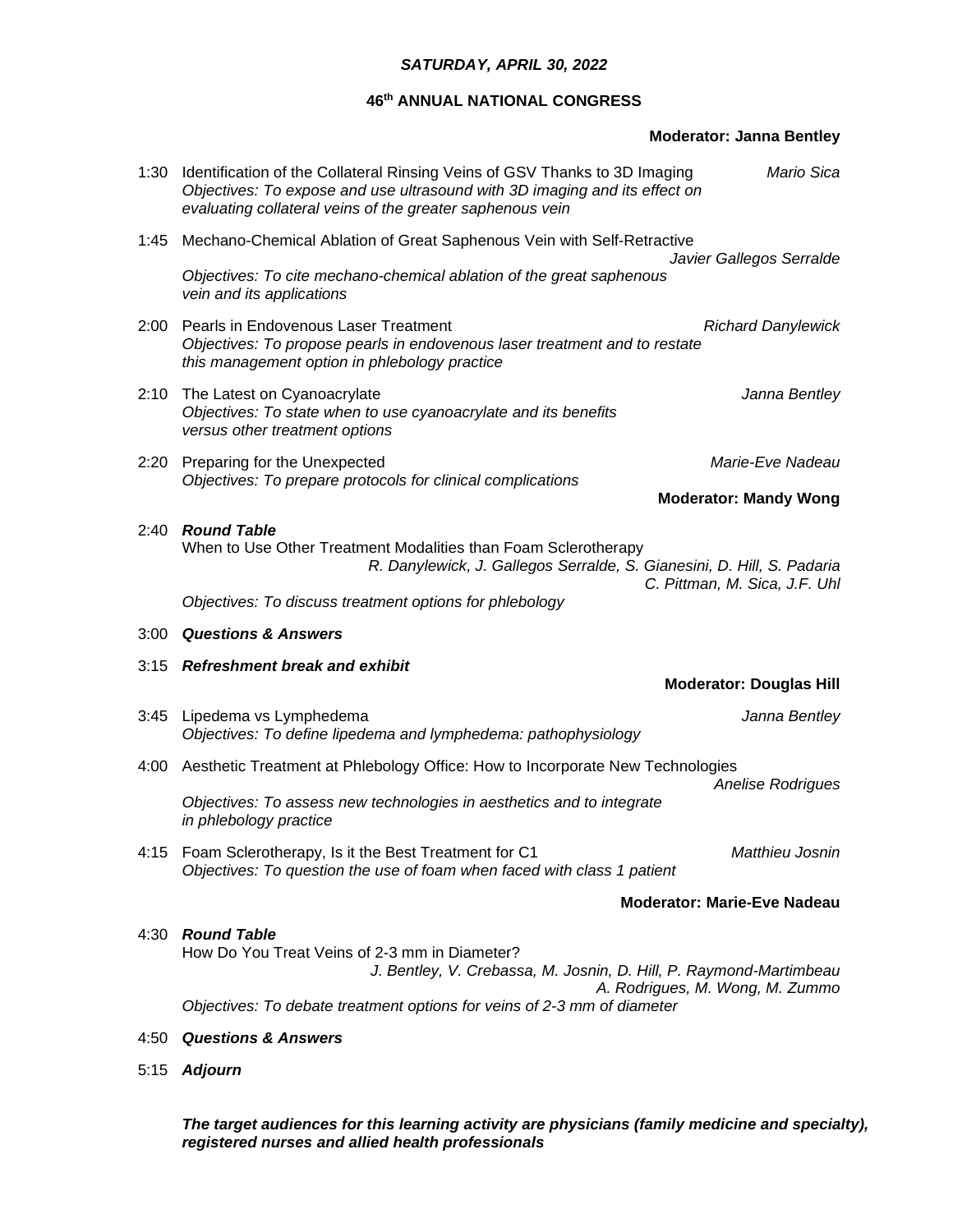***SATURDAY, APRIL 30, 2022***

**46th ANNUAL NATIONAL CONGRESS**

**Moderator: Janna Bentley**

1:30 Identification of the Collateral Rinsing Veins of GSV Thanks to 3D Imaging — *Mario Sica*
*Objectives: To expose and use ultrasound with 3D imaging and its effect on evaluating collateral veins of the greater saphenous vein*

1:45 Mechano-Chemical Ablation of Great Saphenous Vein with Self-Retractive — *Javier Gallegos Serralde*
*Objectives: To cite mechano-chemical ablation of the great saphenous vein and its applications*

2:00 Pearls in Endovenous Laser Treatment — *Richard Danylewick*
*Objectives: To propose pearls in endovenous laser treatment and to restate this management option in phlebology practice*

2:10 The Latest on Cyanoacrylate — *Janna Bentley*
*Objectives: To state when to use cyanoacrylate and its benefits versus other treatment options*

2:20 Preparing for the Unexpected — *Marie-Eve Nadeau*
*Objectives: To prepare protocols for clinical complications*

**Moderator: Mandy Wong**

2:40 ***Round Table***
When to Use Other Treatment Modalities than Foam Sclerotherapy
*R. Danylewick, J. Gallegos Serralde, S. Gianesini, D. Hill, S. Padaria C. Pittman, M. Sica, J.F. Uhl*
*Objectives: To discuss treatment options for phlebology*

3:00 ***Questions & Answers***

3:15 ***Refreshment break and exhibit***

**Moderator: Douglas Hill**

3:45 Lipedema vs Lymphedema — *Janna Bentley*
*Objectives: To define lipedema and lymphedema: pathophysiology*

4:00 Aesthetic Treatment at Phlebology Office: How to Incorporate New Technologies — *Anelise Rodrigues*
*Objectives: To assess new technologies in aesthetics and to integrate in phlebology practice*

4:15 Foam Sclerotherapy, Is it the Best Treatment for C1 — *Matthieu Josnin*
*Objectives: To question the use of foam when faced with class 1 patient*

**Moderator: Marie-Eve Nadeau**

4:30 ***Round Table***
How Do You Treat Veins of 2-3 mm in Diameter?
*J. Bentley, V. Crebassa, M. Josnin, D. Hill, P. Raymond-Martimbeau A. Rodrigues, M. Wong, M. Zummo*
*Objectives: To debate treatment options for veins of 2-3 mm of diameter*

4:50 ***Questions & Answers***

5:15 ***Adjourn***

***The target audiences for this learning activity are physicians (family medicine and specialty), registered nurses and allied health professionals***